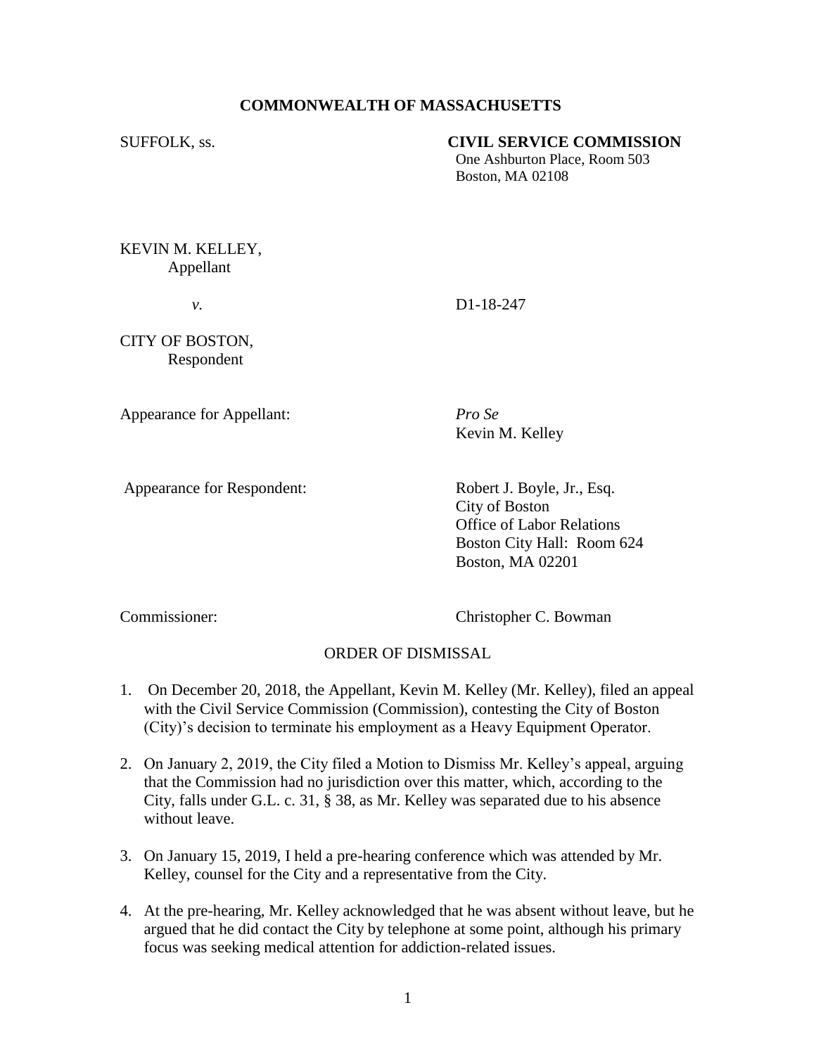**COMMONWEALTH OF MASSACHUSETTS**

SUFFOLK, ss.

**CIVIL SERVICE COMMISSION**
One Ashburton Place, Room 503
Boston, MA 02108

KEVIN M. KELLEY,
Appellant

*v.*

D1-18-247

CITY OF BOSTON,
Respondent

Appearance for Appellant: *Pro Se*
Kevin M. Kelley

Appearance for Respondent: Robert J. Boyle, Jr., Esq.
City of Boston
Office of Labor Relations
Boston City Hall: Room 624
Boston, MA 02201

Commissioner: Christopher C. Bowman

ORDER OF DISMISSAL

1. On December 20, 2018, the Appellant, Kevin M. Kelley (Mr. Kelley), filed an appeal with the Civil Service Commission (Commission), contesting the City of Boston (City)'s decision to terminate his employment as a Heavy Equipment Operator.

2. On January 2, 2019, the City filed a Motion to Dismiss Mr. Kelley's appeal, arguing that the Commission had no jurisdiction over this matter, which, according to the City, falls under G.L. c. 31, § 38, as Mr. Kelley was separated due to his absence without leave.

3. On January 15, 2019, I held a pre-hearing conference which was attended by Mr. Kelley, counsel for the City and a representative from the City.

4. At the pre-hearing, Mr. Kelley acknowledged that he was absent without leave, but he argued that he did contact the City by telephone at some point, although his primary focus was seeking medical attention for addiction-related issues.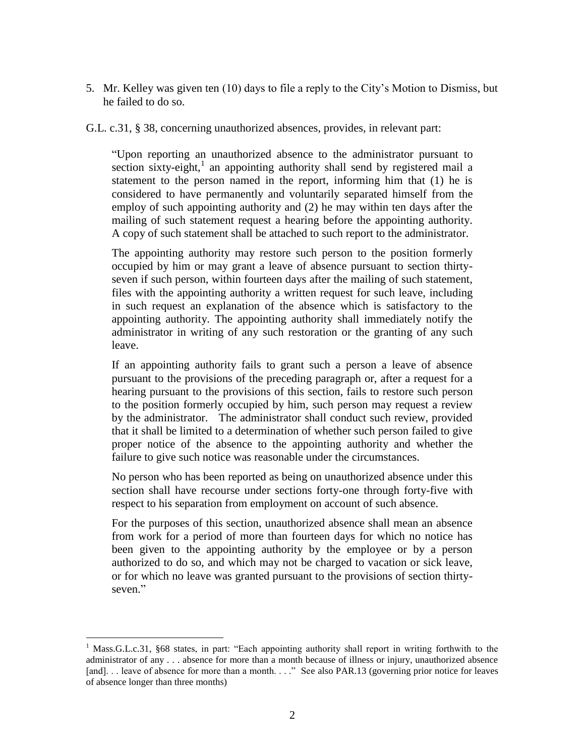5. Mr. Kelley was given ten (10) days to file a reply to the City's Motion to Dismiss, but he failed to do so.

G.L. c.31, § 38, concerning unauthorized absences, provides, in relevant part:

> "Upon reporting an unauthorized absence to the administrator pursuant to section sixty-eight,[1] an appointing authority shall send by registered mail a statement to the person named in the report, informing him that (1) he is considered to have permanently and voluntarily separated himself from the employ of such appointing authority and (2) he may within ten days after the mailing of such statement request a hearing before the appointing authority. A copy of such statement shall be attached to such report to the administrator.
>
> The appointing authority may restore such person to the position formerly occupied by him or may grant a leave of absence pursuant to section thirty-seven if such person, within fourteen days after the mailing of such statement, files with the appointing authority a written request for such leave, including in such request an explanation of the absence which is satisfactory to the appointing authority. The appointing authority shall immediately notify the administrator in writing of any such restoration or the granting of any such leave.
>
> If an appointing authority fails to grant such a person a leave of absence pursuant to the provisions of the preceding paragraph or, after a request for a hearing pursuant to the provisions of this section, fails to restore such person to the position formerly occupied by him, such person may request a review by the administrator. The administrator shall conduct such review, provided that it shall be limited to a determination of whether such person failed to give proper notice of the absence to the appointing authority and whether the failure to give such notice was reasonable under the circumstances.
>
> No person who has been reported as being on unauthorized absence under this section shall have recourse under sections forty-one through forty-five with respect to his separation from employment on account of such absence.
>
> For the purposes of this section, unauthorized absence shall mean an absence from work for a period of more than fourteen days for which no notice has been given to the appointing authority by the employee or by a person authorized to do so, and which may not be charged to vacation or sick leave, or for which no leave was granted pursuant to the provisions of section thirty-seven."

---

[1] Mass.G.L.c.31, §68 states, in part: "Each appointing authority shall report in writing forthwith to the administrator of any . . . absence for more than a month because of illness or injury, unauthorized absence [and]. . . leave of absence for more than a month. . . ." See also PAR.13 (governing prior notice for leaves of absence longer than three months)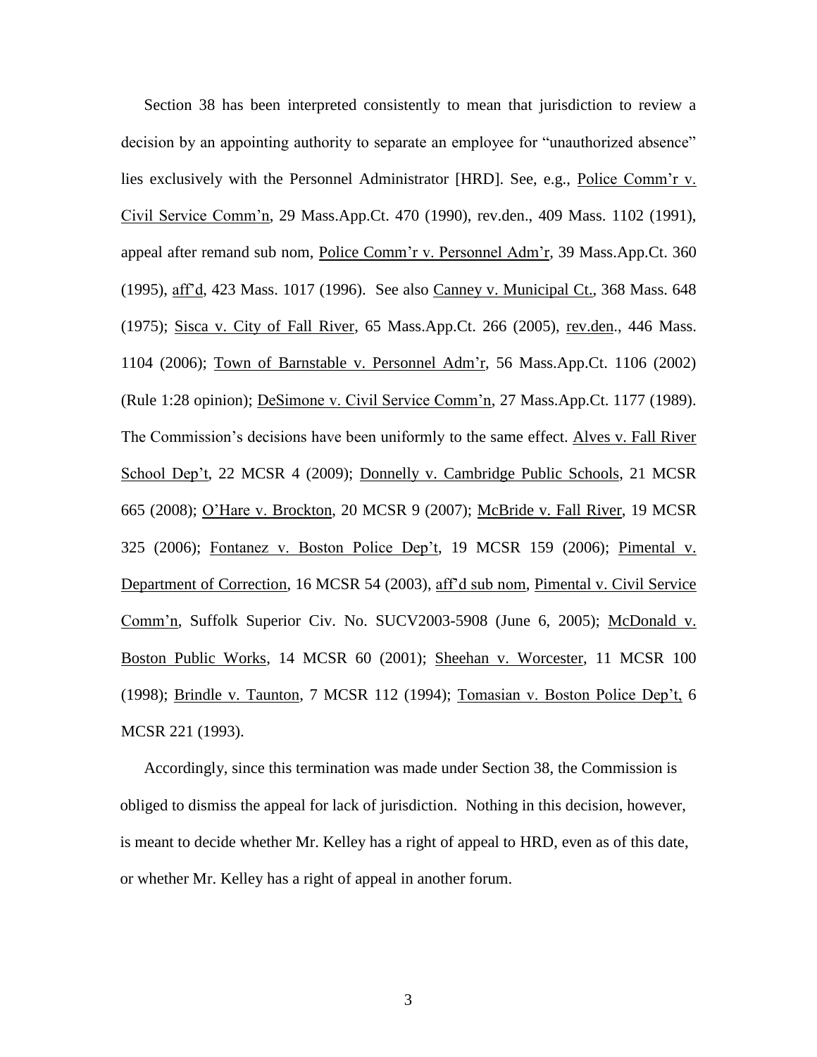Section 38 has been interpreted consistently to mean that jurisdiction to review a decision by an appointing authority to separate an employee for "unauthorized absence" lies exclusively with the Personnel Administrator [HRD]. See, e.g., Police Comm'r v. Civil Service Comm'n, 29 Mass.App.Ct. 470 (1990), rev.den., 409 Mass. 1102 (1991), appeal after remand sub nom, Police Comm'r v. Personnel Adm'r, 39 Mass.App.Ct. 360 (1995), aff'd, 423 Mass. 1017 (1996). See also Canney v. Municipal Ct., 368 Mass. 648 (1975); Sisca v. City of Fall River, 65 Mass.App.Ct. 266 (2005), rev.den., 446 Mass. 1104 (2006); Town of Barnstable v. Personnel Adm'r, 56 Mass.App.Ct. 1106 (2002) (Rule 1:28 opinion); DeSimone v. Civil Service Comm'n, 27 Mass.App.Ct. 1177 (1989). The Commission's decisions have been uniformly to the same effect. Alves v. Fall River School Dep't, 22 MCSR 4 (2009); Donnelly v. Cambridge Public Schools, 21 MCSR 665 (2008); O'Hare v. Brockton, 20 MCSR 9 (2007); McBride v. Fall River, 19 MCSR 325 (2006); Fontanez v. Boston Police Dep't, 19 MCSR 159 (2006); Pimental v. Department of Correction, 16 MCSR 54 (2003), aff'd sub nom, Pimental v. Civil Service Comm'n, Suffolk Superior Civ. No. SUCV2003-5908 (June 6, 2005); McDonald v. Boston Public Works, 14 MCSR 60 (2001); Sheehan v. Worcester, 11 MCSR 100 (1998); Brindle v. Taunton, 7 MCSR 112 (1994); Tomasian v. Boston Police Dep't, 6 MCSR 221 (1993).

Accordingly, since this termination was made under Section 38, the Commission is obliged to dismiss the appeal for lack of jurisdiction. Nothing in this decision, however, is meant to decide whether Mr. Kelley has a right of appeal to HRD, even as of this date, or whether Mr. Kelley has a right of appeal in another forum.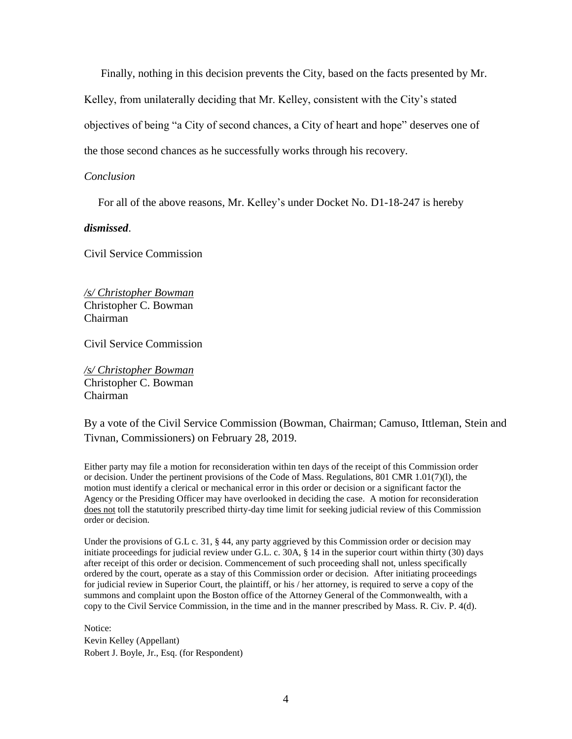Finally, nothing in this decision prevents the City, based on the facts presented by Mr. Kelley, from unilaterally deciding that Mr. Kelley, consistent with the City's stated objectives of being "a City of second chances, a City of heart and hope" deserves one of the those second chances as he successfully works through his recovery.

*Conclusion*

For all of the above reasons, Mr. Kelley's under Docket No. D1-18-247 is hereby ***dismissed***.

Civil Service Commission

*/s/ Christopher Bowman*
Christopher C. Bowman
Chairman

Civil Service Commission

*/s/ Christopher Bowman*
Christopher C. Bowman
Chairman

By a vote of the Civil Service Commission (Bowman, Chairman; Camuso, Ittleman, Stein and Tivnan, Commissioners) on February 28, 2019.

Either party may file a motion for reconsideration within ten days of the receipt of this Commission order or decision. Under the pertinent provisions of the Code of Mass. Regulations, 801 CMR 1.01(7)(l), the motion must identify a clerical or mechanical error in this order or decision or a significant factor the Agency or the Presiding Officer may have overlooked in deciding the case. A motion for reconsideration does not toll the statutorily prescribed thirty-day time limit for seeking judicial review of this Commission order or decision.

Under the provisions of G.L c. 31, § 44, any party aggrieved by this Commission order or decision may initiate proceedings for judicial review under G.L. c. 30A, § 14 in the superior court within thirty (30) days after receipt of this order or decision. Commencement of such proceeding shall not, unless specifically ordered by the court, operate as a stay of this Commission order or decision. After initiating proceedings for judicial review in Superior Court, the plaintiff, or his / her attorney, is required to serve a copy of the summons and complaint upon the Boston office of the Attorney General of the Commonwealth, with a copy to the Civil Service Commission, in the time and in the manner prescribed by Mass. R. Civ. P. 4(d).

Notice:
Kevin Kelley (Appellant)
Robert J. Boyle, Jr., Esq. (for Respondent)